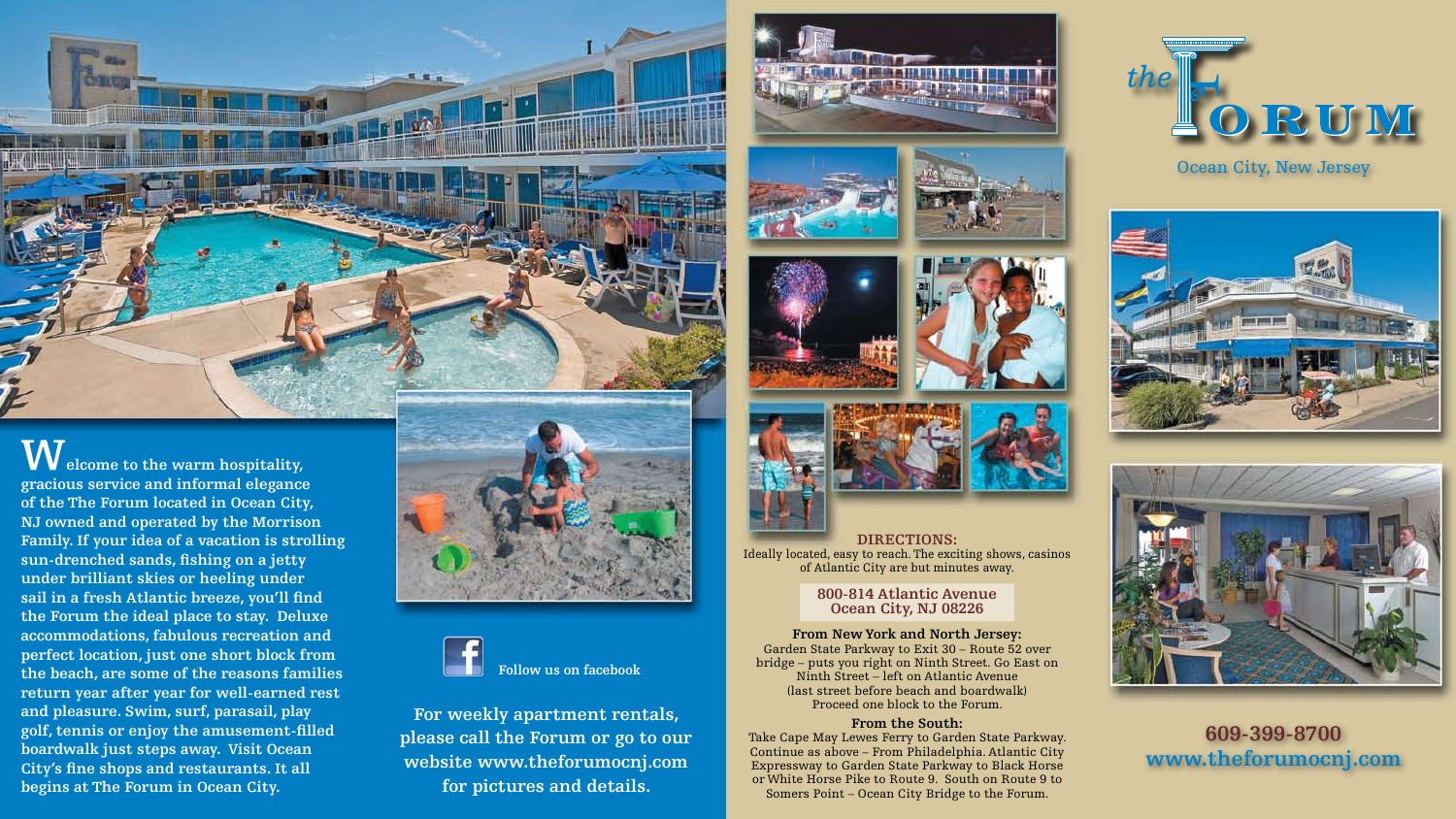**Welcome to the warm hospitality, gracious service and informal elegance of the The Forum located in Ocean City, NJ owned and operated by the Morrison Family. If your idea of a vacation is strolling sun-drenched sands, fishing on a jetty under brilliant skies or heeling under sail in a fresh Atlantic breeze, you'll find the Forum the ideal place to stay. Deluxe accommodations, fabulous recreation and perfect location, just one short block from the beach, are some of the reasons families return year after year for well-earned rest and pleasure. Swim, surf, parasail, play golf, tennis or enjoy the amusement-filled boardwalk just steps away. Visit Ocean City's fine shops and restaurants. It all begins at The Forum in Ocean City.**

**Follow us on facebook**

**For weekly apartment rentals, please call the Forum or go to our website www.theforumocnj.com for pictures and details.**

## DIRECTIONS:

Ideally located, easy to reach. The exciting shows, casinos of Atlantic City are but minutes away.

**800-814 Atlantic Avenue**
**Ocean City, NJ 08226**

**From New York and North Jersey:**
Garden State Parkway to Exit 30 – Route 52 over bridge – puts you right on Ninth Street. Go East on Ninth Street – left on Atlantic Avenue (last street before beach and boardwalk) Proceed one block to the Forum.

**From the South:**
Take Cape May Lewes Ferry to Garden State Parkway. Continue as above – From Philadelphia. Atlantic City Expressway to Garden State Parkway to Black Horse or White Horse Pike to Route 9. South on Route 9 to Somers Point – Ocean City Bridge to the Forum.

# the FORUM

Ocean City, New Jersey

**609-399-8700**
**www.theforumocnj.com**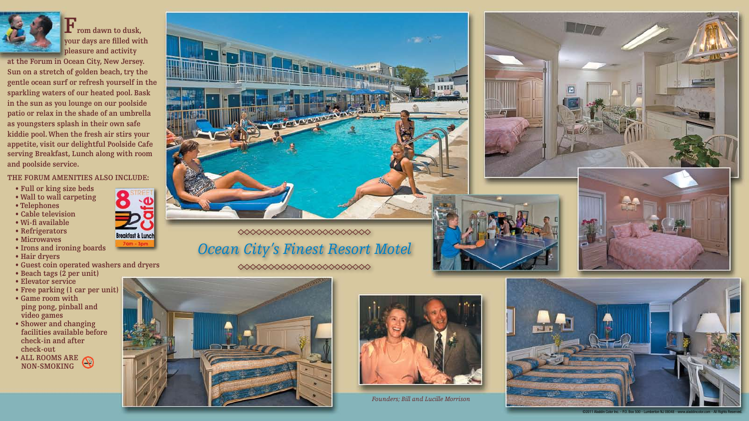From dawn to dusk, your days are filled with pleasure and activity at the Forum in Ocean City, New Jersey. Sun on a stretch of golden beach, try the gentle ocean surf or refresh yourself in the sparkling waters of our heated pool. Bask in the sun as you lounge on our poolside patio or relax in the shade of an umbrella as youngsters splash in their own safe kiddie pool. When the fresh air stirs your appetite, visit our delightful Poolside Cafe serving Breakfast, Lunch along with room and poolside service.

THE FORUM AMENITIES ALSO INCLUDE:

- Full or king size beds
- Wall to wall carpeting
- Telephones
- Cable television
- Wi-fi available
- Refrigerators
- Microwaves
- Irons and ironing boards
- Hair dryers
- Guest coin operated washers and dryers
- Beach tags (2 per unit)
- Elevator service
- Free parking (1 car per unit)
- Game room with ping pong, pinball and video games
- Shower and changing facilities available before check-in and after check-out
- ALL ROOMS ARE NON-SMOKING

8 STREET Café
Breakfast & Lunch
7am - 3pm

*Ocean City's Finest Resort Motel*

*Founders; Bill and Lucille Morrison*

©2011 Aladdin Color Inc. - P.O. Box 500 - Lumberton NJ 08048 - www.aladdincolor.com - All Rights Reserved.